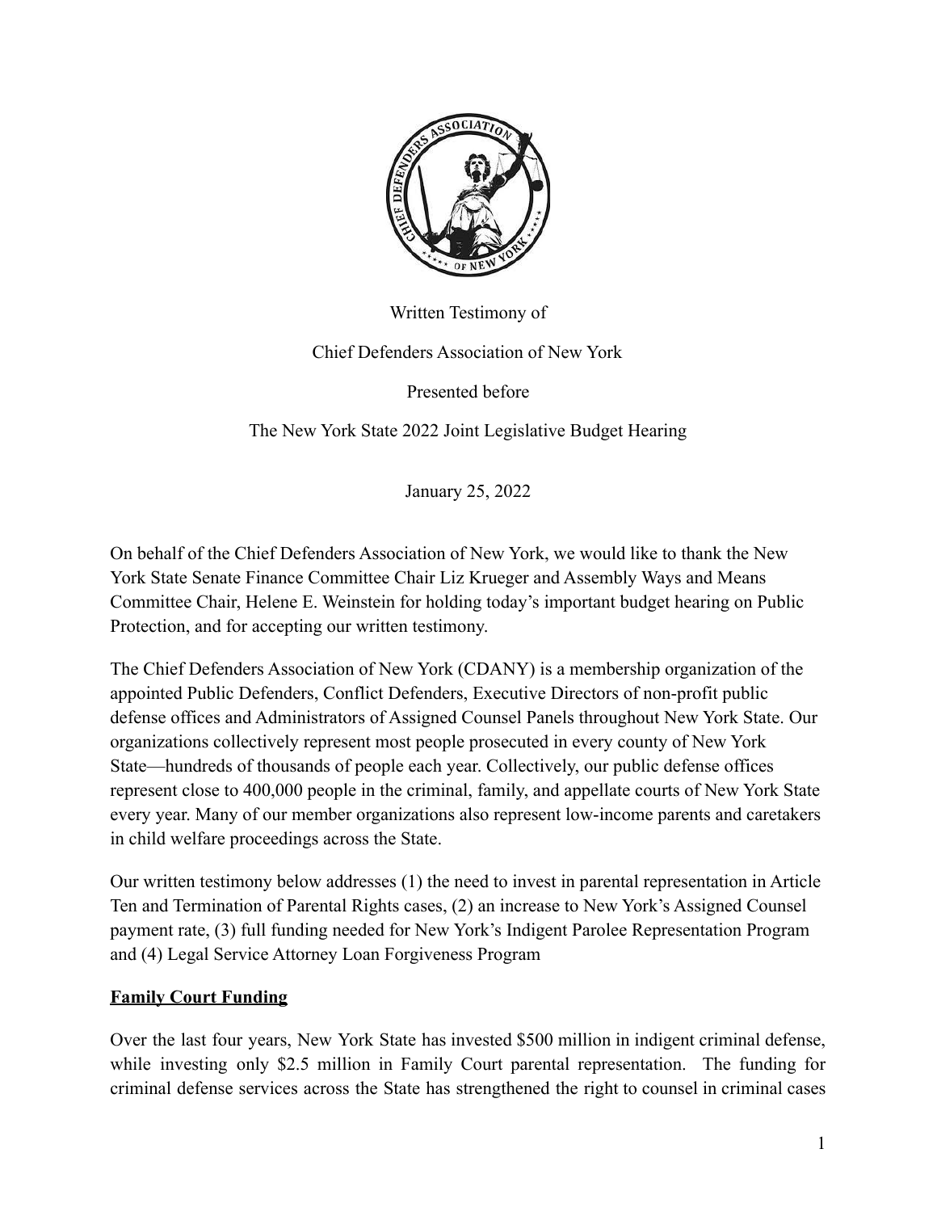Written Testimony of

Chief Defenders Association of New York

Presented before

The New York State 2022 Joint Legislative Budget Hearing

January 25, 2022

On behalf of the Chief Defenders Association of New York, we would like to thank the New York State Senate Finance Committee Chair Liz Krueger and Assembly Ways and Means Committee Chair, Helene E. Weinstein for holding today's important budget hearing on Public Protection, and for accepting our written testimony.

The Chief Defenders Association of New York (CDANY) is a membership organization of the appointed Public Defenders, Conflict Defenders, Executive Directors of non-profit public defense offices and Administrators of Assigned Counsel Panels throughout New York State. Our organizations collectively represent most people prosecuted in every county of New York State—hundreds of thousands of people each year. Collectively, our public defense offices represent close to 400,000 people in the criminal, family, and appellate courts of New York State every year. Many of our member organizations also represent low-income parents and caretakers in child welfare proceedings across the State.

Our written testimony below addresses (1) the need to invest in parental representation in Article Ten and Termination of Parental Rights cases, (2) an increase to New York's Assigned Counsel payment rate, (3) full funding needed for New York's Indigent Parolee Representation Program and (4) Legal Service Attorney Loan Forgiveness Program

## Family Court Funding

Over the last four years, New York State has invested $500 million in indigent criminal defense, while investing only $2.5 million in Family Court parental representation. The funding for criminal defense services across the State has strengthened the right to counsel in criminal cases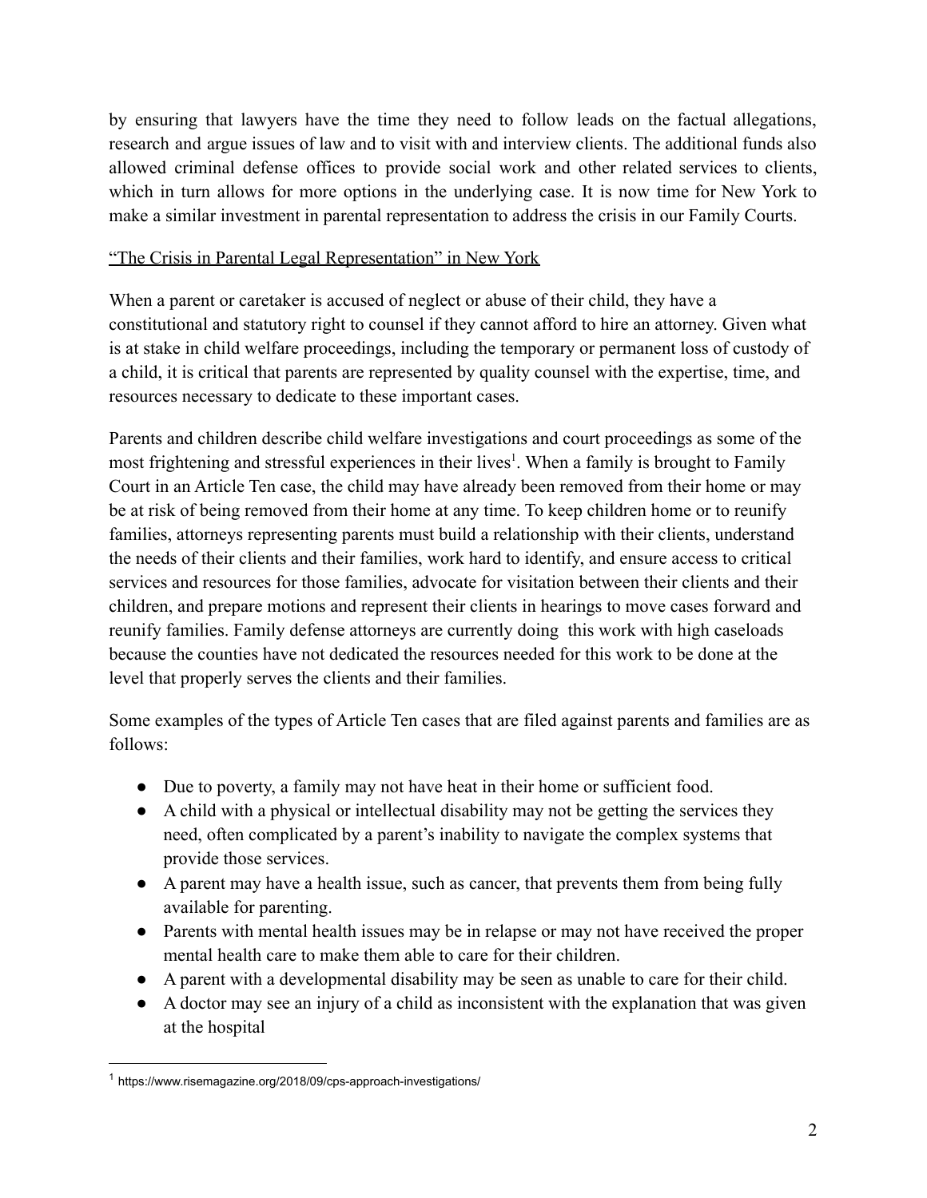by ensuring that lawyers have the time they need to follow leads on the factual allegations, research and argue issues of law and to visit with and interview clients. The additional funds also allowed criminal defense offices to provide social work and other related services to clients, which in turn allows for more options in the underlying case. It is now time for New York to make a similar investment in parental representation to address the crisis in our Family Courts.

## "The Crisis in Parental Legal Representation" in New York

When a parent or caretaker is accused of neglect or abuse of their child, they have a constitutional and statutory right to counsel if they cannot afford to hire an attorney. Given what is at stake in child welfare proceedings, including the temporary or permanent loss of custody of a child, it is critical that parents are represented by quality counsel with the expertise, time, and resources necessary to dedicate to these important cases.

Parents and children describe child welfare investigations and court proceedings as some of the most frightening and stressful experiences in their lives[1]. When a family is brought to Family Court in an Article Ten case, the child may have already been removed from their home or may be at risk of being removed from their home at any time. To keep children home or to reunify families, attorneys representing parents must build a relationship with their clients, understand the needs of their clients and their families, work hard to identify, and ensure access to critical services and resources for those families, advocate for visitation between their clients and their children, and prepare motions and represent their clients in hearings to move cases forward and reunify families. Family defense attorneys are currently doing this work with high caseloads because the counties have not dedicated the resources needed for this work to be done at the level that properly serves the clients and their families.

Some examples of the types of Article Ten cases that are filed against parents and families are as follows:

- Due to poverty, a family may not have heat in their home or sufficient food.
- A child with a physical or intellectual disability may not be getting the services they need, often complicated by a parent's inability to navigate the complex systems that provide those services.
- A parent may have a health issue, such as cancer, that prevents them from being fully available for parenting.
- Parents with mental health issues may be in relapse or may not have received the proper mental health care to make them able to care for their children.
- A parent with a developmental disability may be seen as unable to care for their child.
- A doctor may see an injury of a child as inconsistent with the explanation that was given at the hospital

[1] https://www.risemagazine.org/2018/09/cps-approach-investigations/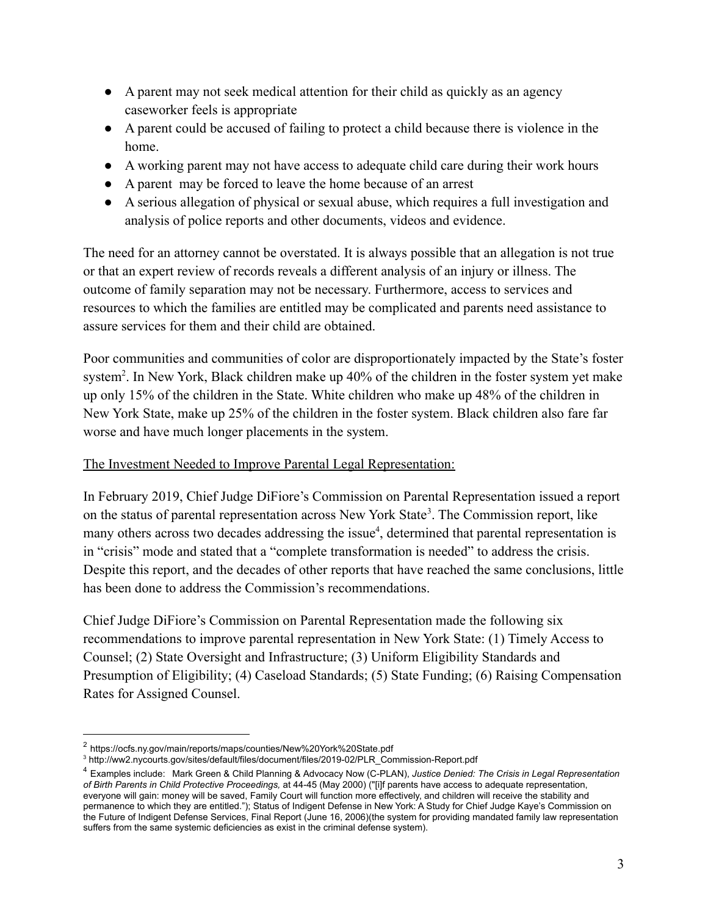- A parent may not seek medical attention for their child as quickly as an agency caseworker feels is appropriate
- A parent could be accused of failing to protect a child because there is violence in the home.
- A working parent may not have access to adequate child care during their work hours
- A parent may be forced to leave the home because of an arrest
- A serious allegation of physical or sexual abuse, which requires a full investigation and analysis of police reports and other documents, videos and evidence.

The need for an attorney cannot be overstated. It is always possible that an allegation is not true or that an expert review of records reveals a different analysis of an injury or illness. The outcome of family separation may not be necessary. Furthermore, access to services and resources to which the families are entitled may be complicated and parents need assistance to assure services for them and their child are obtained.

Poor communities and communities of color are disproportionately impacted by the State's foster system[2]. In New York, Black children make up 40% of the children in the foster system yet make up only 15% of the children in the State. White children who make up 48% of the children in New York State, make up 25% of the children in the foster system. Black children also fare far worse and have much longer placements in the system.

<u>The Investment Needed to Improve Parental Legal Representation:</u>

In February 2019, Chief Judge DiFiore's Commission on Parental Representation issued a report on the status of parental representation across New York State[3]. The Commission report, like many others across two decades addressing the issue[4], determined that parental representation is in "crisis" mode and stated that a "complete transformation is needed" to address the crisis. Despite this report, and the decades of other reports that have reached the same conclusions, little has been done to address the Commission's recommendations.

Chief Judge DiFiore's Commission on Parental Representation made the following six recommendations to improve parental representation in New York State: (1) Timely Access to Counsel; (2) State Oversight and Infrastructure; (3) Uniform Eligibility Standards and Presumption of Eligibility; (4) Caseload Standards; (5) State Funding; (6) Raising Compensation Rates for Assigned Counsel.

---

[2] https://ocfs.ny.gov/main/reports/maps/counties/New%20York%20State.pdf

[3] http://ww2.nycourts.gov/sites/default/files/document/files/2019-02/PLR_Commission-Report.pdf

[4] Examples include: Mark Green & Child Planning & Advocacy Now (C-PLAN), *Justice Denied: The Crisis in Legal Representation of Birth Parents in Child Protective Proceedings,* at 44-45 (May 2000) ("[i]f parents have access to adequate representation, everyone will gain: money will be saved, Family Court will function more effectively, and children will receive the stability and permanence to which they are entitled."); Status of Indigent Defense in New York: A Study for Chief Judge Kaye's Commission on the Future of Indigent Defense Services, Final Report (June 16, 2006)(the system for providing mandated family law representation suffers from the same systemic deficiencies as exist in the criminal defense system).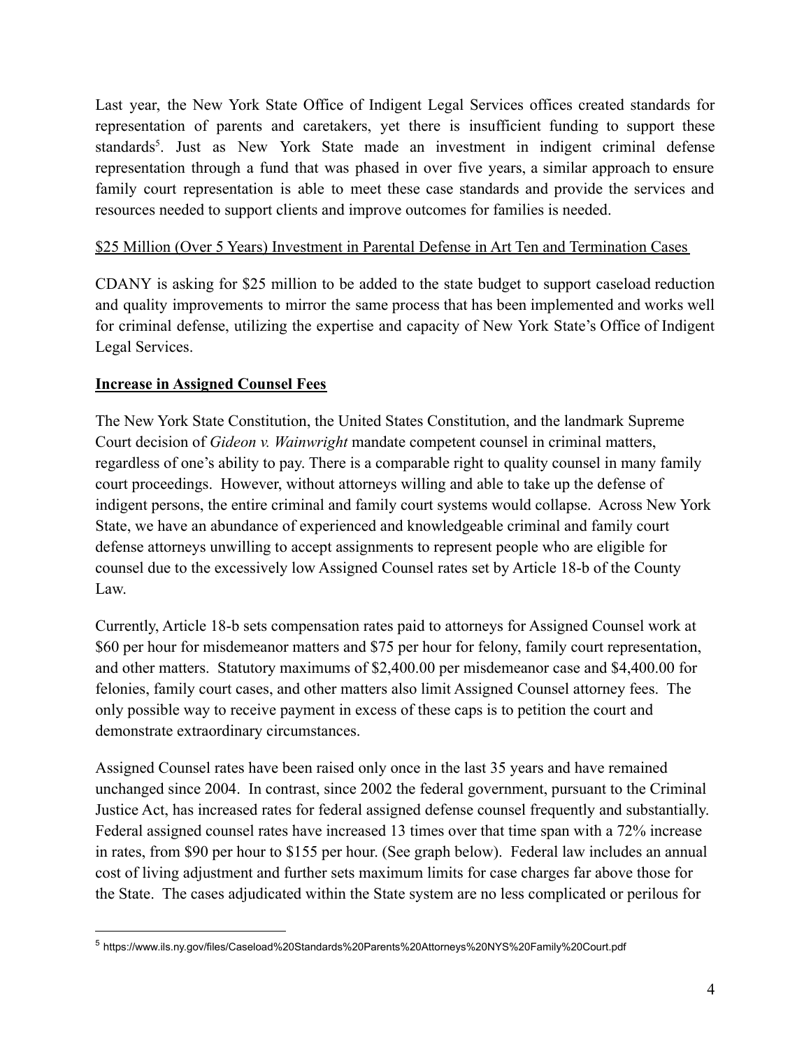Last year, the New York State Office of Indigent Legal Services offices created standards for representation of parents and caretakers, yet there is insufficient funding to support these standards[5]. Just as New York State made an investment in indigent criminal defense representation through a fund that was phased in over five years, a similar approach to ensure family court representation is able to meet these case standards and provide the services and resources needed to support clients and improve outcomes for families is needed.

<u>\$25 Million (Over 5 Years) Investment in Parental Defense in Art Ten and Termination Cases</u>

CDANY is asking for \$25 million to be added to the state budget to support caseload reduction and quality improvements to mirror the same process that has been implemented and works well for criminal defense, utilizing the expertise and capacity of New York State's Office of Indigent Legal Services.

## Increase in Assigned Counsel Fees

The New York State Constitution, the United States Constitution, and the landmark Supreme Court decision of *Gideon v. Wainwright* mandate competent counsel in criminal matters, regardless of one's ability to pay. There is a comparable right to quality counsel in many family court proceedings. However, without attorneys willing and able to take up the defense of indigent persons, the entire criminal and family court systems would collapse. Across New York State, we have an abundance of experienced and knowledgeable criminal and family court defense attorneys unwilling to accept assignments to represent people who are eligible for counsel due to the excessively low Assigned Counsel rates set by Article 18-b of the County Law.

Currently, Article 18-b sets compensation rates paid to attorneys for Assigned Counsel work at \$60 per hour for misdemeanor matters and \$75 per hour for felony, family court representation, and other matters. Statutory maximums of \$2,400.00 per misdemeanor case and \$4,400.00 for felonies, family court cases, and other matters also limit Assigned Counsel attorney fees. The only possible way to receive payment in excess of these caps is to petition the court and demonstrate extraordinary circumstances.

Assigned Counsel rates have been raised only once in the last 35 years and have remained unchanged since 2004. In contrast, since 2002 the federal government, pursuant to the Criminal Justice Act, has increased rates for federal assigned defense counsel frequently and substantially. Federal assigned counsel rates have increased 13 times over that time span with a 72% increase in rates, from \$90 per hour to \$155 per hour. (See graph below). Federal law includes an annual cost of living adjustment and further sets maximum limits for case charges far above those for the State. The cases adjudicated within the State system are no less complicated or perilous for

[5] https://www.ils.ny.gov/files/Caseload%20Standards%20Parents%20Attorneys%20NYS%20Family%20Court.pdf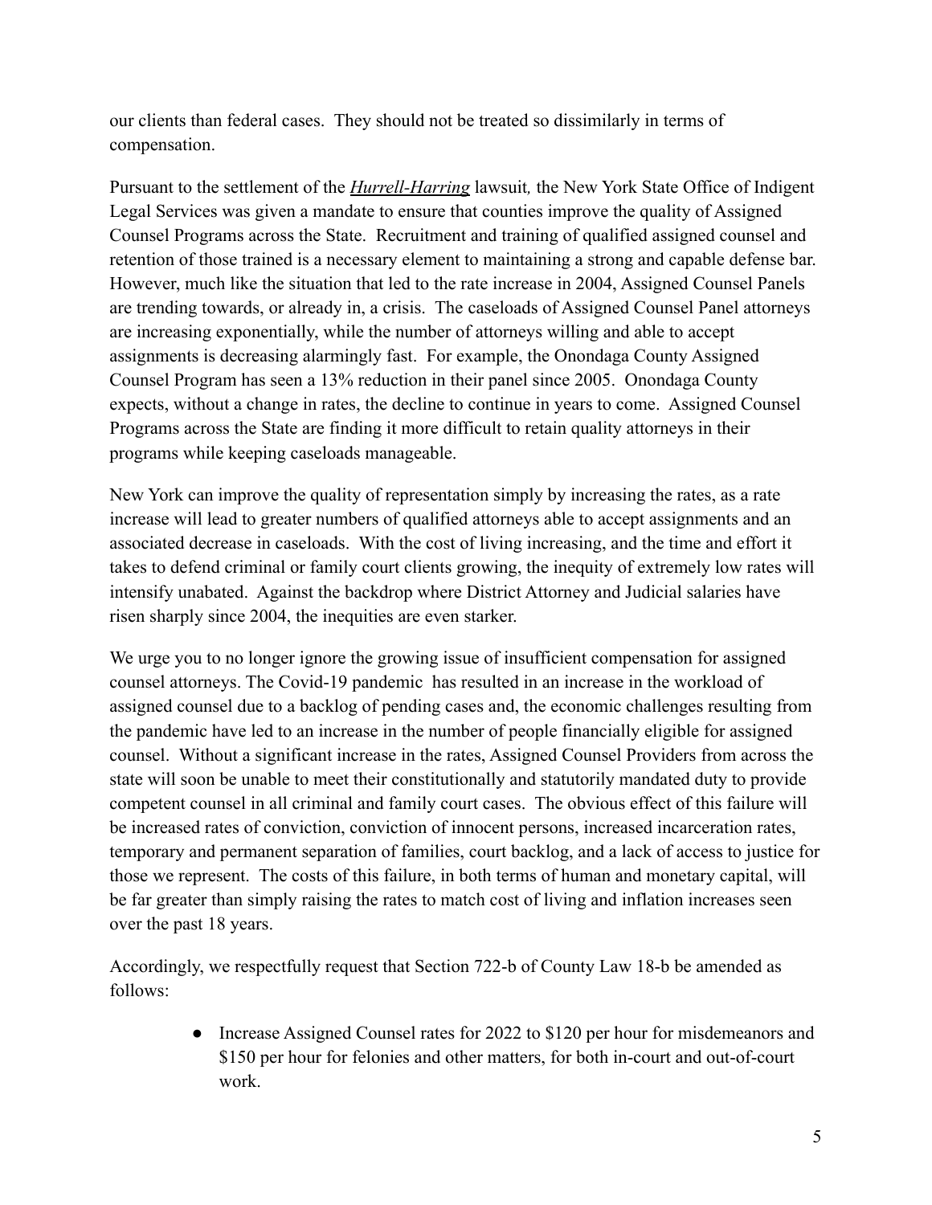our clients than federal cases. They should not be treated so dissimilarly in terms of compensation.

Pursuant to the settlement of the ***Hurrell-Harring*** lawsuit*,* the New York State Office of Indigent Legal Services was given a mandate to ensure that counties improve the quality of Assigned Counsel Programs across the State. Recruitment and training of qualified assigned counsel and retention of those trained is a necessary element to maintaining a strong and capable defense bar. However, much like the situation that led to the rate increase in 2004, Assigned Counsel Panels are trending towards, or already in, a crisis. The caseloads of Assigned Counsel Panel attorneys are increasing exponentially, while the number of attorneys willing and able to accept assignments is decreasing alarmingly fast. For example, the Onondaga County Assigned Counsel Program has seen a 13% reduction in their panel since 2005. Onondaga County expects, without a change in rates, the decline to continue in years to come. Assigned Counsel Programs across the State are finding it more difficult to retain quality attorneys in their programs while keeping caseloads manageable.

New York can improve the quality of representation simply by increasing the rates, as a rate increase will lead to greater numbers of qualified attorneys able to accept assignments and an associated decrease in caseloads. With the cost of living increasing, and the time and effort it takes to defend criminal or family court clients growing, the inequity of extremely low rates will intensify unabated. Against the backdrop where District Attorney and Judicial salaries have risen sharply since 2004, the inequities are even starker.

We urge you to no longer ignore the growing issue of insufficient compensation for assigned counsel attorneys. The Covid-19 pandemic has resulted in an increase in the workload of assigned counsel due to a backlog of pending cases and, the economic challenges resulting from the pandemic have led to an increase in the number of people financially eligible for assigned counsel. Without a significant increase in the rates, Assigned Counsel Providers from across the state will soon be unable to meet their constitutionally and statutorily mandated duty to provide competent counsel in all criminal and family court cases. The obvious effect of this failure will be increased rates of conviction, conviction of innocent persons, increased incarceration rates, temporary and permanent separation of families, court backlog, and a lack of access to justice for those we represent. The costs of this failure, in both terms of human and monetary capital, will be far greater than simply raising the rates to match cost of living and inflation increases seen over the past 18 years.

Accordingly, we respectfully request that Section 722-b of County Law 18-b be amended as follows:

- Increase Assigned Counsel rates for 2022 to $120 per hour for misdemeanors and $150 per hour for felonies and other matters, for both in-court and out-of-court work.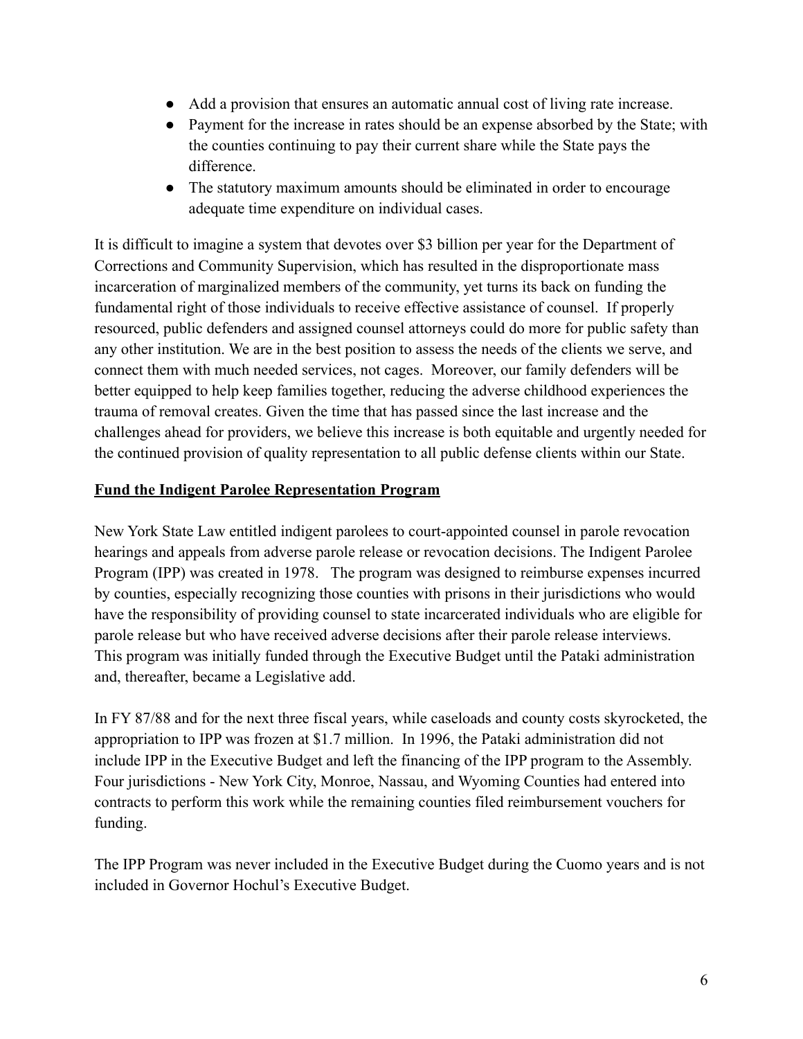- Add a provision that ensures an automatic annual cost of living rate increase.
- Payment for the increase in rates should be an expense absorbed by the State; with the counties continuing to pay their current share while the State pays the difference.
- The statutory maximum amounts should be eliminated in order to encourage adequate time expenditure on individual cases.

It is difficult to imagine a system that devotes over $3 billion per year for the Department of Corrections and Community Supervision, which has resulted in the disproportionate mass incarceration of marginalized members of the community, yet turns its back on funding the fundamental right of those individuals to receive effective assistance of counsel. If properly resourced, public defenders and assigned counsel attorneys could do more for public safety than any other institution. We are in the best position to assess the needs of the clients we serve, and connect them with much needed services, not cages. Moreover, our family defenders will be better equipped to help keep families together, reducing the adverse childhood experiences the trauma of removal creates. Given the time that has passed since the last increase and the challenges ahead for providers, we believe this increase is both equitable and urgently needed for the continued provision of quality representation to all public defense clients within our State.

**Fund the Indigent Parolee Representation Program**

New York State Law entitled indigent parolees to court-appointed counsel in parole revocation hearings and appeals from adverse parole release or revocation decisions. The Indigent Parolee Program (IPP) was created in 1978. The program was designed to reimburse expenses incurred by counties, especially recognizing those counties with prisons in their jurisdictions who would have the responsibility of providing counsel to state incarcerated individuals who are eligible for parole release but who have received adverse decisions after their parole release interviews. This program was initially funded through the Executive Budget until the Pataki administration and, thereafter, became a Legislative add.

In FY 87/88 and for the next three fiscal years, while caseloads and county costs skyrocketed, the appropriation to IPP was frozen at $1.7 million. In 1996, the Pataki administration did not include IPP in the Executive Budget and left the financing of the IPP program to the Assembly. Four jurisdictions - New York City, Monroe, Nassau, and Wyoming Counties had entered into contracts to perform this work while the remaining counties filed reimbursement vouchers for funding.

The IPP Program was never included in the Executive Budget during the Cuomo years and is not included in Governor Hochul's Executive Budget.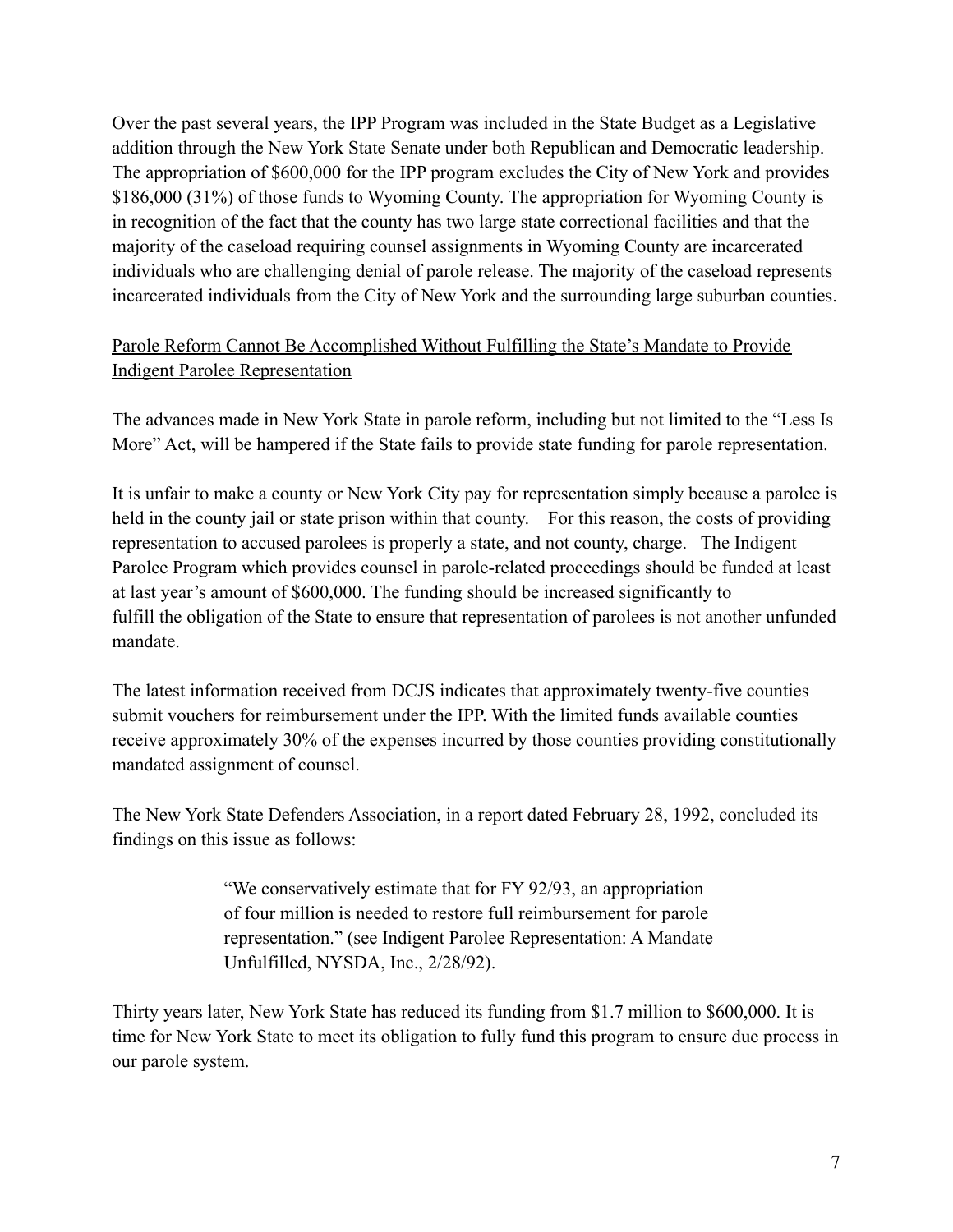Over the past several years, the IPP Program was included in the State Budget as a Legislative addition through the New York State Senate under both Republican and Democratic leadership. The appropriation of $600,000 for the IPP program excludes the City of New York and provides $186,000 (31%) of those funds to Wyoming County. The appropriation for Wyoming County is in recognition of the fact that the county has two large state correctional facilities and that the majority of the caseload requiring counsel assignments in Wyoming County are incarcerated individuals who are challenging denial of parole release. The majority of the caseload represents incarcerated individuals from the City of New York and the surrounding large suburban counties.

<u>Parole Reform Cannot Be Accomplished Without Fulfilling the State's Mandate to Provide Indigent Parolee Representation</u>

The advances made in New York State in parole reform, including but not limited to the "Less Is More" Act, will be hampered if the State fails to provide state funding for parole representation.

It is unfair to make a county or New York City pay for representation simply because a parolee is held in the county jail or state prison within that county. For this reason, the costs of providing representation to accused parolees is properly a state, and not county, charge. The Indigent Parolee Program which provides counsel in parole-related proceedings should be funded at least at last year's amount of $600,000. The funding should be increased significantly to fulfill the obligation of the State to ensure that representation of parolees is not another unfunded mandate.

The latest information received from DCJS indicates that approximately twenty-five counties submit vouchers for reimbursement under the IPP. With the limited funds available counties receive approximately 30% of the expenses incurred by those counties providing constitutionally mandated assignment of counsel.

The New York State Defenders Association, in a report dated February 28, 1992, concluded its findings on this issue as follows:

> "We conservatively estimate that for FY 92/93, an appropriation of four million is needed to restore full reimbursement for parole representation." (see Indigent Parolee Representation: A Mandate Unfulfilled, NYSDA, Inc., 2/28/92).

Thirty years later, New York State has reduced its funding from $1.7 million to $600,000. It is time for New York State to meet its obligation to fully fund this program to ensure due process in our parole system.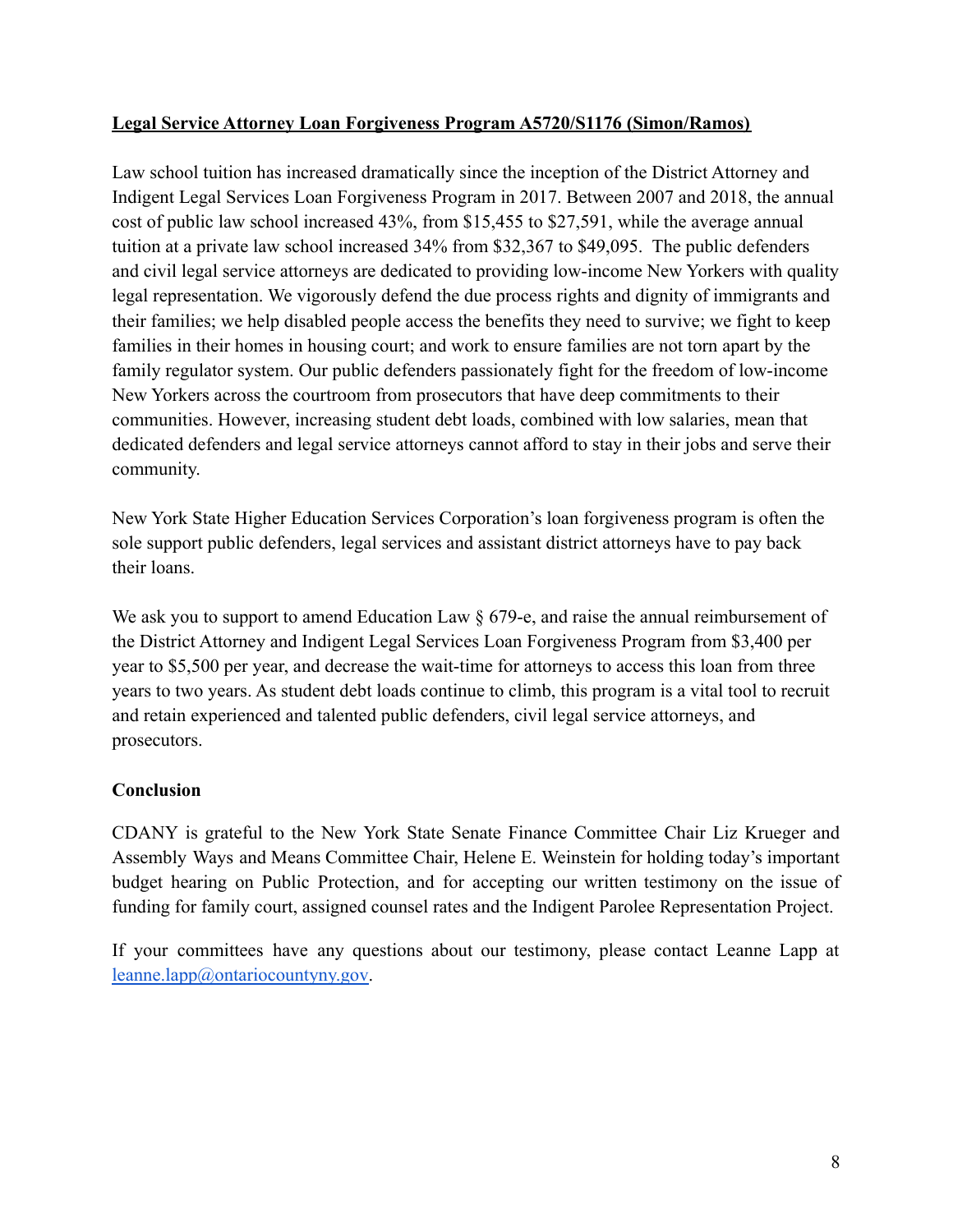**<u>Legal Service Attorney Loan Forgiveness Program A5720/S1176 (Simon/Ramos)</u>**

Law school tuition has increased dramatically since the inception of the District Attorney and Indigent Legal Services Loan Forgiveness Program in 2017. Between 2007 and 2018, the annual cost of public law school increased 43%, from $15,455 to $27,591, while the average annual tuition at a private law school increased 34% from $32,367 to $49,095. The public defenders and civil legal service attorneys are dedicated to providing low-income New Yorkers with quality legal representation. We vigorously defend the due process rights and dignity of immigrants and their families; we help disabled people access the benefits they need to survive; we fight to keep families in their homes in housing court; and work to ensure families are not torn apart by the family regulator system. Our public defenders passionately fight for the freedom of low-income New Yorkers across the courtroom from prosecutors that have deep commitments to their communities. However, increasing student debt loads, combined with low salaries, mean that dedicated defenders and legal service attorneys cannot afford to stay in their jobs and serve their community.

New York State Higher Education Services Corporation's loan forgiveness program is often the sole support public defenders, legal services and assistant district attorneys have to pay back their loans.

We ask you to support to amend Education Law § 679-e, and raise the annual reimbursement of the District Attorney and Indigent Legal Services Loan Forgiveness Program from $3,400 per year to $5,500 per year, and decrease the wait-time for attorneys to access this loan from three years to two years. As student debt loads continue to climb, this program is a vital tool to recruit and retain experienced and talented public defenders, civil legal service attorneys, and prosecutors.

**Conclusion**

CDANY is grateful to the New York State Senate Finance Committee Chair Liz Krueger and Assembly Ways and Means Committee Chair, Helene E. Weinstein for holding today's important budget hearing on Public Protection, and for accepting our written testimony on the issue of funding for family court, assigned counsel rates and the Indigent Parolee Representation Project.

If your committees have any questions about our testimony, please contact Leanne Lapp at [leanne.lapp@ontariocountyny.gov](mailto:leanne.lapp@ontariocountyny.gov).